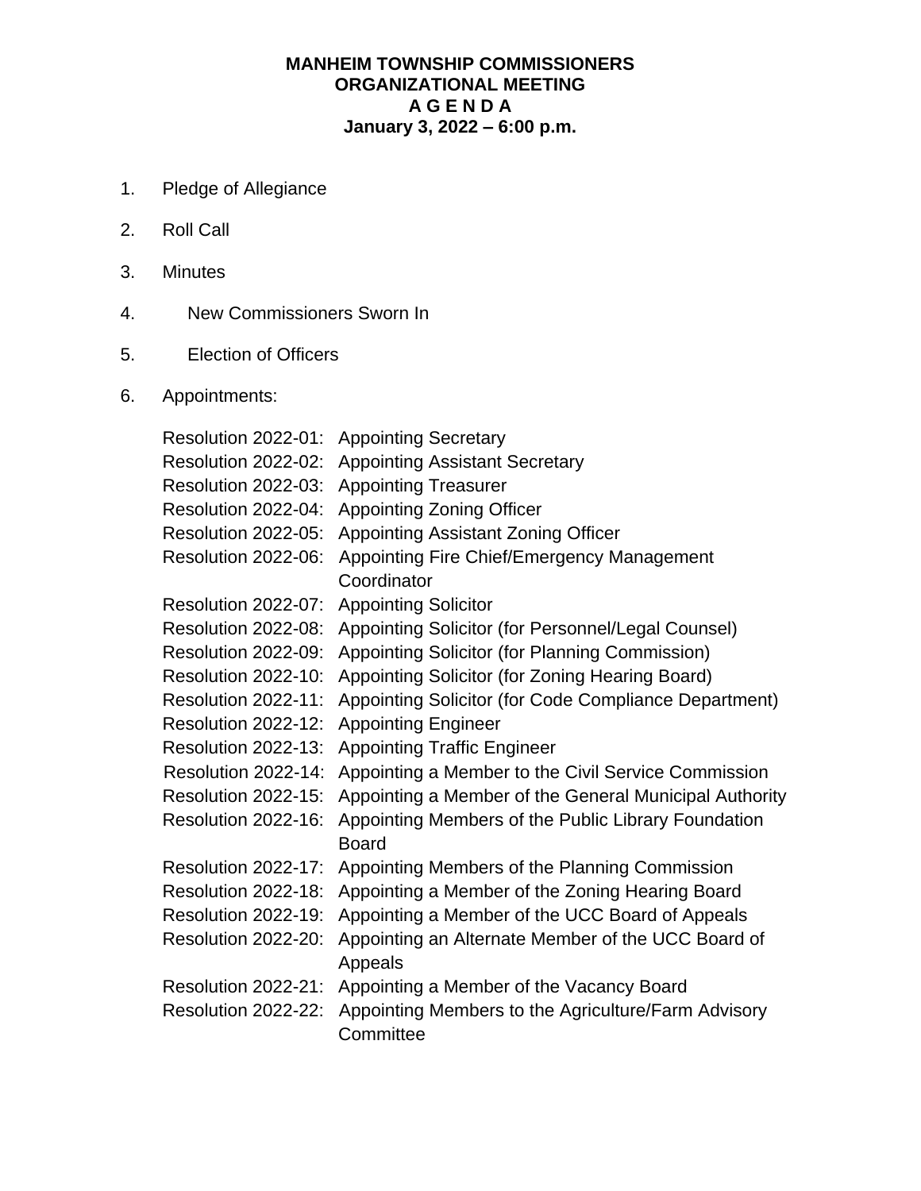**MANHEIM TOWNSHIP COMMISSIONERS**
**ORGANIZATIONAL MEETING**
**A G E N D A**
**January 3, 2022 – 6:00 p.m.**

1. Pledge of Allegiance

2. Roll Call

3. Minutes

4. New Commissioners Sworn In

5. Election of Officers

6. Appointments:

   Resolution 2022-01: Appointing Secretary
   Resolution 2022-02: Appointing Assistant Secretary
   Resolution 2022-03: Appointing Treasurer
   Resolution 2022-04: Appointing Zoning Officer
   Resolution 2022-05: Appointing Assistant Zoning Officer
   Resolution 2022-06: Appointing Fire Chief/Emergency Management Coordinator
   Resolution 2022-07: Appointing Solicitor
   Resolution 2022-08: Appointing Solicitor (for Personnel/Legal Counsel)
   Resolution 2022-09: Appointing Solicitor (for Planning Commission)
   Resolution 2022-10: Appointing Solicitor (for Zoning Hearing Board)
   Resolution 2022-11: Appointing Solicitor (for Code Compliance Department)
   Resolution 2022-12: Appointing Engineer
   Resolution 2022-13: Appointing Traffic Engineer
   Resolution 2022-14: Appointing a Member to the Civil Service Commission
   Resolution 2022-15: Appointing a Member of the General Municipal Authority
   Resolution 2022-16: Appointing Members of the Public Library Foundation Board
   Resolution 2022-17: Appointing Members of the Planning Commission
   Resolution 2022-18: Appointing a Member of the Zoning Hearing Board
   Resolution 2022-19: Appointing a Member of the UCC Board of Appeals
   Resolution 2022-20: Appointing an Alternate Member of the UCC Board of Appeals
   Resolution 2022-21: Appointing a Member of the Vacancy Board
   Resolution 2022-22: Appointing Members to the Agriculture/Farm Advisory Committee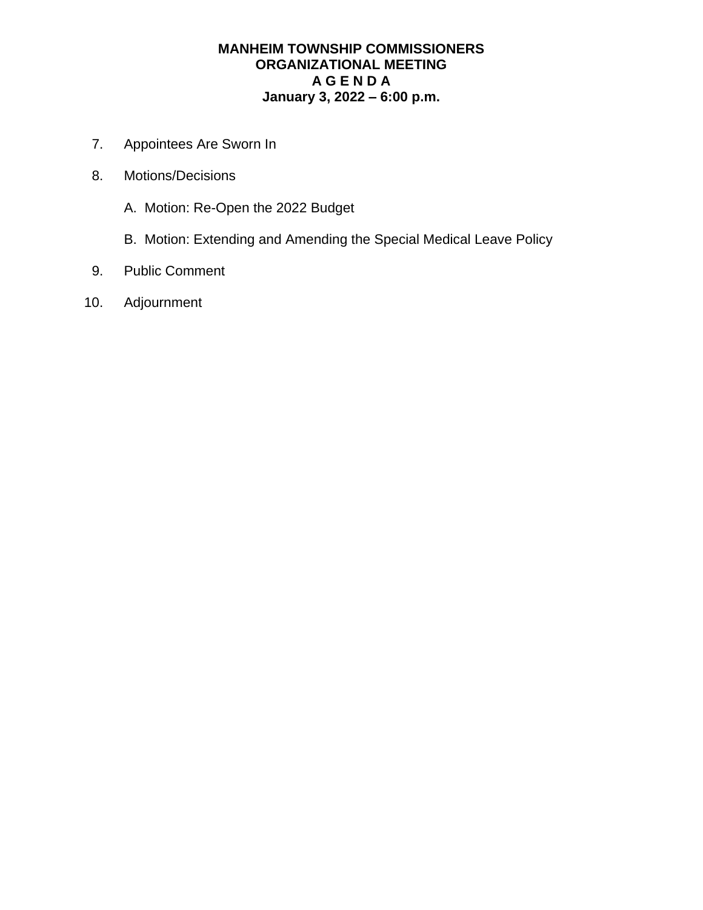**MANHEIM TOWNSHIP COMMISSIONERS**
**ORGANIZATIONAL MEETING**
**A G E N D A**
**January 3, 2022 – 6:00 p.m.**

7. Appointees Are Sworn In

8. Motions/Decisions

   A. Motion: Re-Open the 2022 Budget

   B. Motion: Extending and Amending the Special Medical Leave Policy

9. Public Comment

10. Adjournment